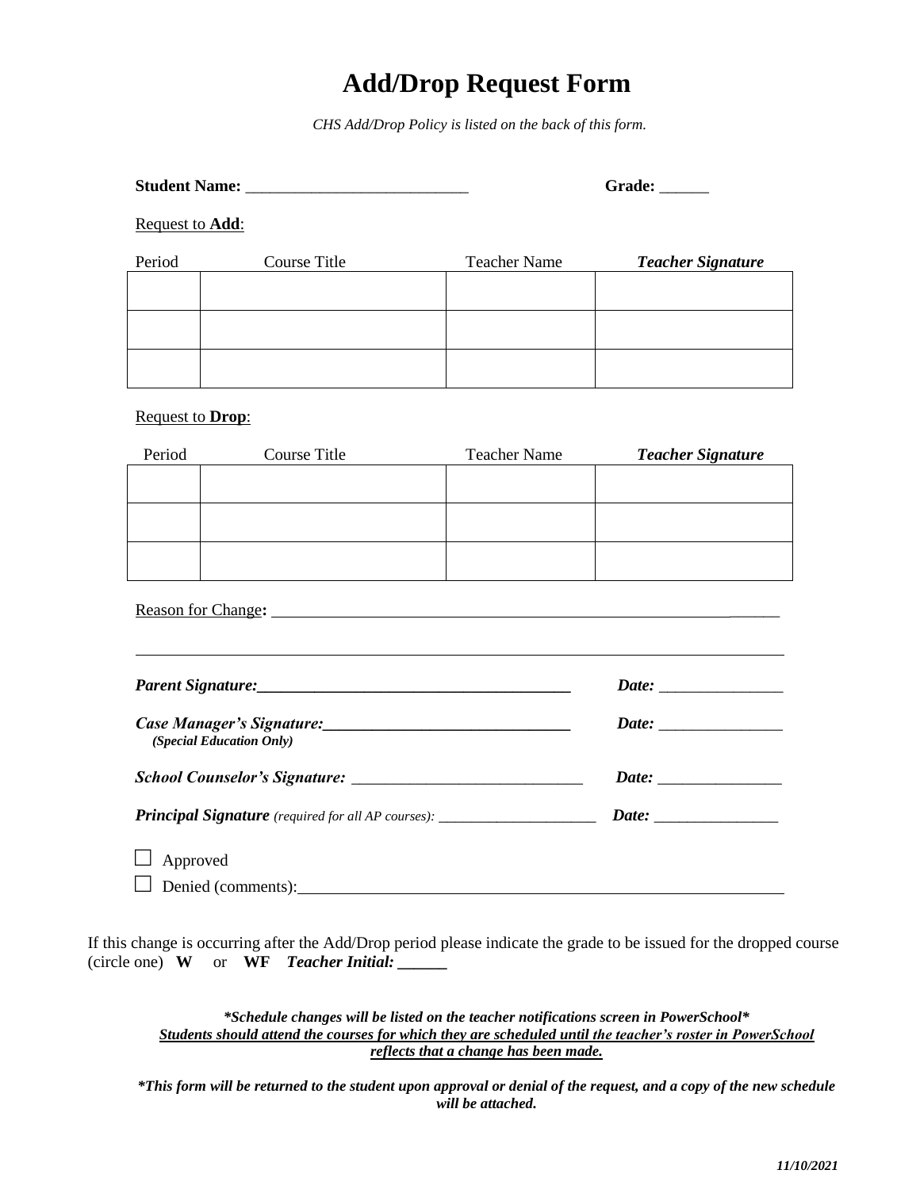# Add/Drop Request Form

*CHS Add/Drop Policy is listed on the back of this form.*

**Student Name:** ___________________________ **Grade:** ______

Request to **Add**:

| Period | Course Title | Teacher Name | ***Teacher Signature*** |
|---|---|---|---|
| | | | |
| | | | |
| | | | |

Request to **Drop**:

| Period | Course Title | Teacher Name | ***Teacher Signature*** |
|---|---|---|---|
| | | | |
| | | | |
| | | | |

Reason for Change**:** ______________________________________________________________

______________________________________________________________________________

***Parent Signature:*****_______________________________________** ***Date:*** _______________

***Case Manager's Signature:*****______________________________** ***Date:*** _______________
***(Special Education Only)***

***School Counselor's Signature:*** ____________________________ ***Date:*** _______________

***Principal Signature*** *(required for all AP courses):* ____________________ ***Date:*** _______________

☐ Approved

☐ Denied (comments):______________________________________________________

If this change is occurring after the Add/Drop period please indicate the grade to be issued for the dropped course (circle one) **W** or **WF** ***Teacher Initial: ______***

***\*Schedule changes will be listed on the teacher notifications screen in PowerSchool\****
***Students should attend the courses for which they are scheduled until the teacher's roster in PowerSchool reflects that a change has been made.***

***\*This form will be returned to the student upon approval or denial of the request, and a copy of the new schedule will be attached.***

*11/10/2021*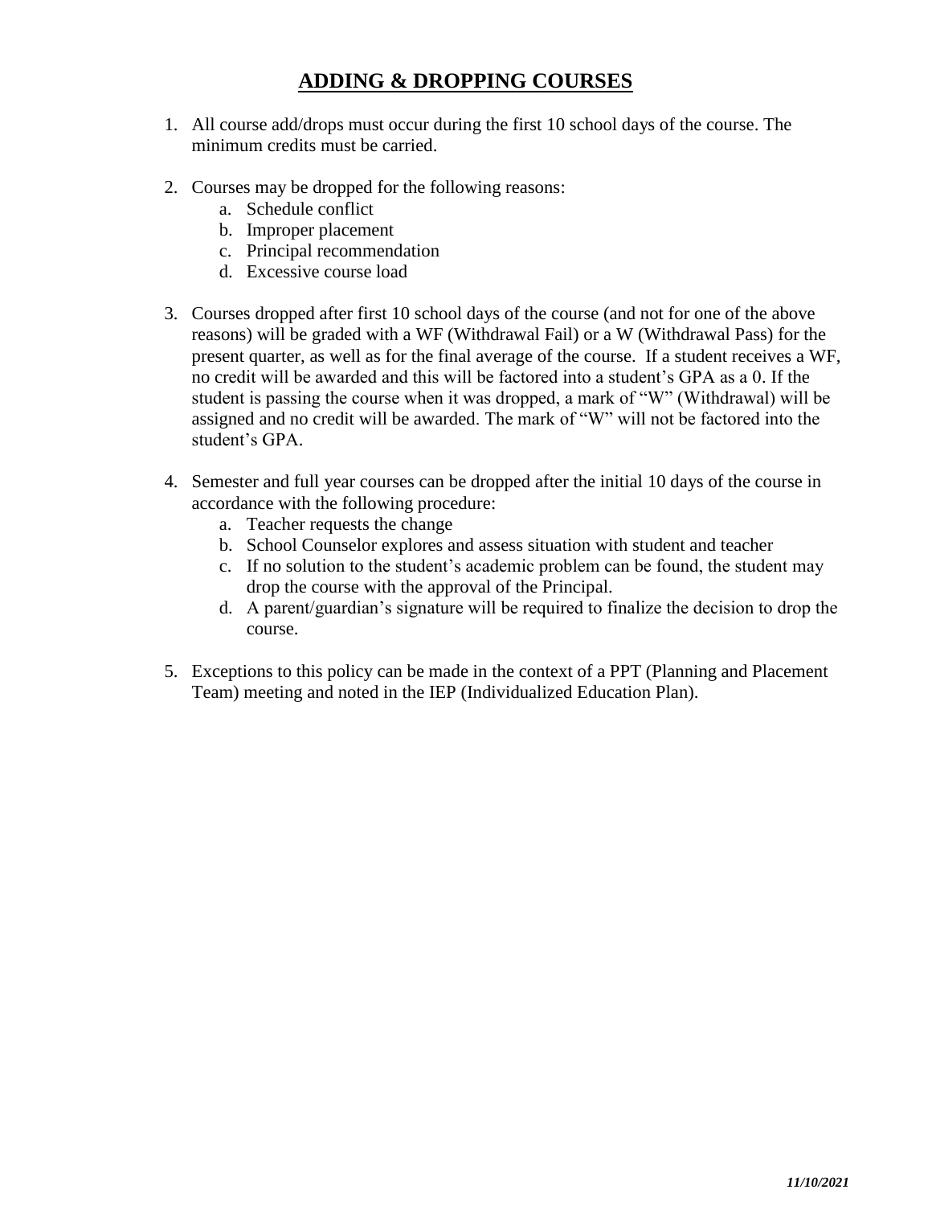# ADDING & DROPPING COURSES

1. All course add/drops must occur during the first 10 school days of the course. The minimum credits must be carried.

2. Courses may be dropped for the following reasons:
   a. Schedule conflict
   b. Improper placement
   c. Principal recommendation
   d. Excessive course load

3. Courses dropped after first 10 school days of the course (and not for one of the above reasons) will be graded with a WF (Withdrawal Fail) or a W (Withdrawal Pass) for the present quarter, as well as for the final average of the course. If a student receives a WF, no credit will be awarded and this will be factored into a student's GPA as a 0. If the student is passing the course when it was dropped, a mark of "W" (Withdrawal) will be assigned and no credit will be awarded. The mark of "W" will not be factored into the student's GPA.

4. Semester and full year courses can be dropped after the initial 10 days of the course in accordance with the following procedure:
   a. Teacher requests the change
   b. School Counselor explores and assess situation with student and teacher
   c. If no solution to the student's academic problem can be found, the student may drop the course with the approval of the Principal.
   d. A parent/guardian's signature will be required to finalize the decision to drop the course.

5. Exceptions to this policy can be made in the context of a PPT (Planning and Placement Team) meeting and noted in the IEP (Individualized Education Plan).

*11/10/2021*